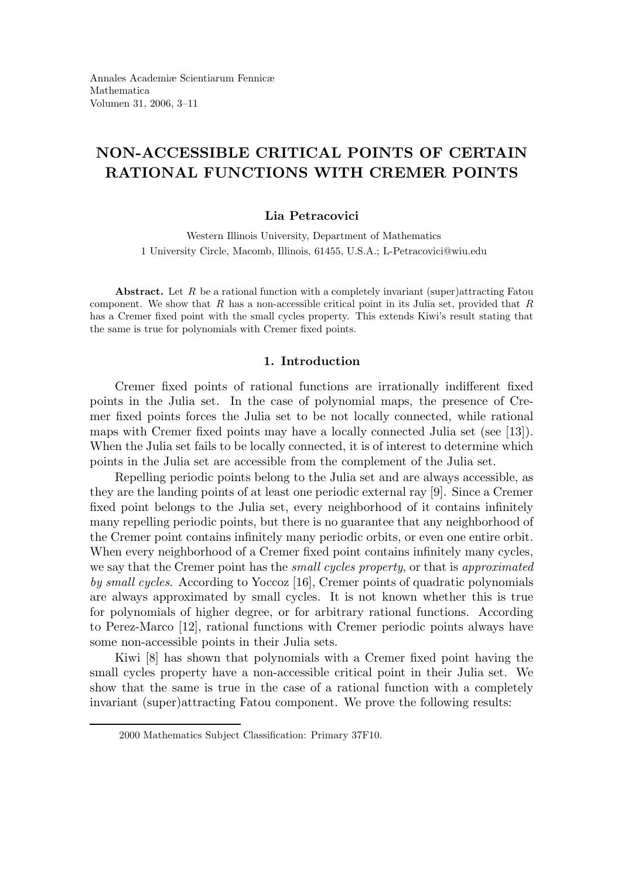# NON-ACCESSIBLE CRITICAL POINTS OF CERTAIN RATIONAL FUNCTIONS WITH CREMER POINTS

**Lia Petracovici**

Western Illinois University, Department of Mathematics
1 University Circle, Macomb, Illinois, 61455, U.S.A.; L-Petracovici@wiu.edu

**Abstract.** Let $R$ be a rational function with a completely invariant (super)attracting Fatou component. We show that $R$ has a non-accessible critical point in its Julia set, provided that $R$ has a Cremer fixed point with the small cycles property. This extends Kiwi's result stating that the same is true for polynomials with Cremer fixed points.

## 1. Introduction

Cremer fixed points of rational functions are irrationally indifferent fixed points in the Julia set. In the case of polynomial maps, the presence of Cremer fixed points forces the Julia set to be not locally connected, while rational maps with Cremer fixed points may have a locally connected Julia set (see [13]). When the Julia set fails to be locally connected, it is of interest to determine which points in the Julia set are accessible from the complement of the Julia set.

Repelling periodic points belong to the Julia set and are always accessible, as they are the landing points of at least one periodic external ray [9]. Since a Cremer fixed point belongs to the Julia set, every neighborhood of it contains infinitely many repelling periodic points, but there is no guarantee that any neighborhood of the Cremer point contains infinitely many periodic orbits, or even one entire orbit. When every neighborhood of a Cremer fixed point contains infinitely many cycles, we say that the Cremer point has the *small cycles property*, or that is *approximated by small cycles*. According to Yoccoz [16], Cremer points of quadratic polynomials are always approximated by small cycles. It is not known whether this is true for polynomials of higher degree, or for arbitrary rational functions. According to Perez-Marco [12], rational functions with Cremer periodic points always have some non-accessible points in their Julia sets.

Kiwi [8] has shown that polynomials with a Cremer fixed point having the small cycles property have a non-accessible critical point in their Julia set. We show that the same is true in the case of a rational function with a completely invariant (super)attracting Fatou component. We prove the following results:

2000 Mathematics Subject Classification: Primary 37F10.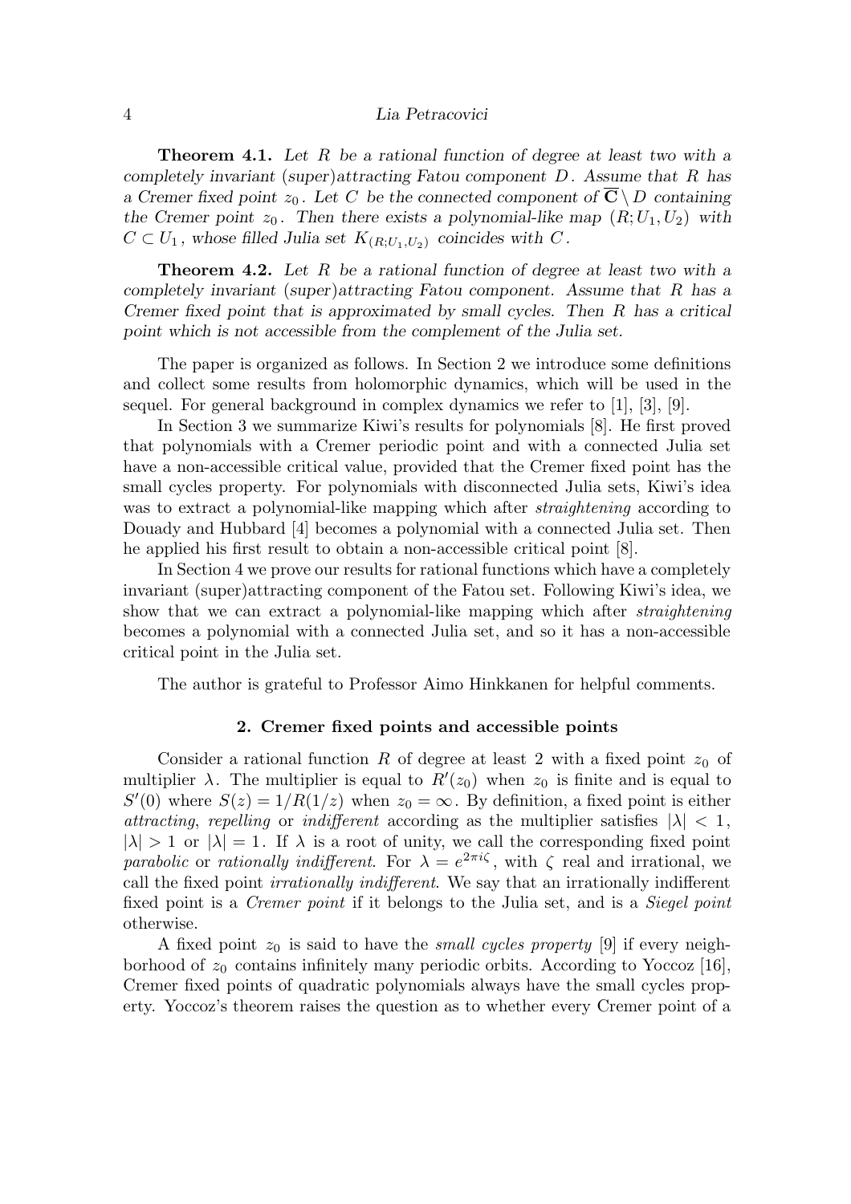**Theorem 4.1.** *Let $R$ be a rational function of degree at least two with a completely invariant (super)attracting Fatou component $D$. Assume that $R$ has a Cremer fixed point $z_0$. Let $C$ be the connected component of $\overline{\mathbf{C}} \setminus D$ containing the Cremer point $z_0$. Then there exists a polynomial-like map $(R; U_1, U_2)$ with $C \subset U_1$, whose filled Julia set $K_{(R;U_1,U_2)}$ coincides with $C$.*

**Theorem 4.2.** *Let $R$ be a rational function of degree at least two with a completely invariant (super)attracting Fatou component. Assume that $R$ has a Cremer fixed point that is approximated by small cycles. Then $R$ has a critical point which is not accessible from the complement of the Julia set.*

The paper is organized as follows. In Section 2 we introduce some definitions and collect some results from holomorphic dynamics, which will be used in the sequel. For general background in complex dynamics we refer to [1], [3], [9].

In Section 3 we summarize Kiwi's results for polynomials [8]. He first proved that polynomials with a Cremer periodic point and with a connected Julia set have a non-accessible critical value, provided that the Cremer fixed point has the small cycles property. For polynomials with disconnected Julia sets, Kiwi's idea was to extract a polynomial-like mapping which after *straightening* according to Douady and Hubbard [4] becomes a polynomial with a connected Julia set. Then he applied his first result to obtain a non-accessible critical point [8].

In Section 4 we prove our results for rational functions which have a completely invariant (super)attracting component of the Fatou set. Following Kiwi's idea, we show that we can extract a polynomial-like mapping which after *straightening* becomes a polynomial with a connected Julia set, and so it has a non-accessible critical point in the Julia set.

The author is grateful to Professor Aimo Hinkkanen for helpful comments.

## 2. Cremer fixed points and accessible points

Consider a rational function $R$ of degree at least 2 with a fixed point $z_0$ of multiplier $\lambda$. The multiplier is equal to $R'(z_0)$ when $z_0$ is finite and is equal to $S'(0)$ where $S(z) = 1/R(1/z)$ when $z_0 = \infty$. By definition, a fixed point is either *attracting*, *repelling* or *indifferent* according as the multiplier satisfies $|\lambda| < 1$, $|\lambda| > 1$ or $|\lambda| = 1$. If $\lambda$ is a root of unity, we call the corresponding fixed point *parabolic* or *rationally indifferent*. For $\lambda = e^{2\pi i \zeta}$, with $\zeta$ real and irrational, we call the fixed point *irrationally indifferent*. We say that an irrationally indifferent fixed point is a *Cremer point* if it belongs to the Julia set, and is a *Siegel point* otherwise.

A fixed point $z_0$ is said to have the *small cycles property* [9] if every neighborhood of $z_0$ contains infinitely many periodic orbits. According to Yoccoz [16], Cremer fixed points of quadratic polynomials always have the small cycles property. Yoccoz's theorem raises the question as to whether every Cremer point of a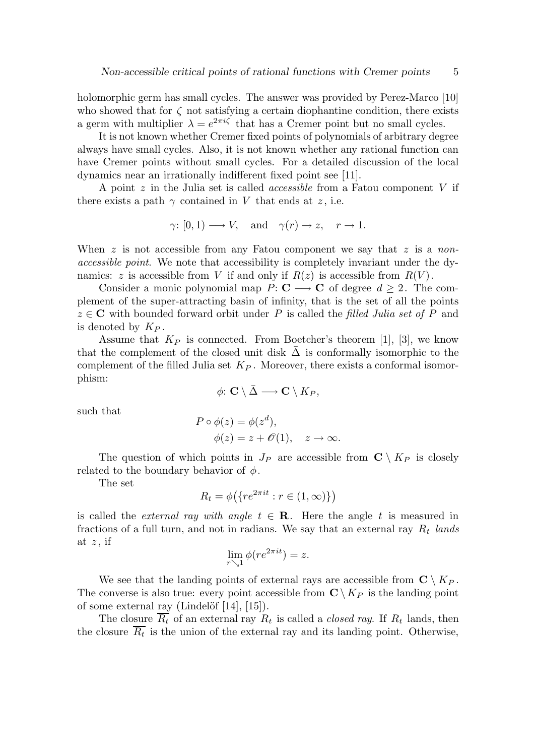holomorphic germ has small cycles. The answer was provided by Perez-Marco [10] who showed that for $\zeta$ not satisfying a certain diophantine condition, there exists a germ with multiplier $\lambda = e^{2\pi i \zeta}$ that has a Cremer point but no small cycles.

It is not known whether Cremer fixed points of polynomials of arbitrary degree always have small cycles. Also, it is not known whether any rational function can have Cremer points without small cycles. For a detailed discussion of the local dynamics near an irrationally indifferent fixed point see [11].

A point $z$ in the Julia set is called *accessible* from a Fatou component $V$ if there exists a path $\gamma$ contained in $V$ that ends at $z$, i.e.

$$\gamma\colon [0,1) \longrightarrow V, \quad \text{and} \quad \gamma(r) \to z, \quad r \to 1.$$

When $z$ is not accessible from any Fatou component we say that $z$ is a *non-accessible point*. We note that accessibility is completely invariant under the dynamics: $z$ is accessible from $V$ if and only if $R(z)$ is accessible from $R(V)$.

Consider a monic polynomial map $P\colon \mathbf{C} \longrightarrow \mathbf{C}$ of degree $d \geq 2$. The complement of the super-attracting basin of infinity, that is the set of all the points $z \in \mathbf{C}$ with bounded forward orbit under $P$ is called the *filled Julia set of* $P$ and is denoted by $K_P$.

Assume that $K_P$ is connected. From Boetcher's theorem [1], [3], we know that the complement of the closed unit disk $\bar{\Delta}$ is conformally isomorphic to the complement of the filled Julia set $K_P$. Moreover, there exists a conformal isomorphism:

$$\phi\colon \mathbf{C} \setminus \bar{\Delta} \longrightarrow \mathbf{C} \setminus K_P,$$

such that

$$\begin{aligned} P \circ \phi(z) &= \phi(z^d), \\ \phi(z) &= z + \mathcal{O}(1), \quad z \to \infty. \end{aligned}$$

The question of which points in $J_P$ are accessible from $\mathbf{C} \setminus K_P$ is closely related to the boundary behavior of $\phi$.

The set

$$R_t = \phi\big(\{re^{2\pi i t} : r \in (1,\infty)\}\big)$$

is called the *external ray with angle* $t \in \mathbf{R}$. Here the angle $t$ is measured in fractions of a full turn, and not in radians. We say that an external ray $R_t$ *lands* at $z$, if

$$\lim_{r \searrow 1} \phi(re^{2\pi i t}) = z.$$

We see that the landing points of external rays are accessible from $\mathbf{C} \setminus K_P$. The converse is also true: every point accessible from $\mathbf{C} \setminus K_P$ is the landing point of some external ray (Lindelöf [14], [15]).

The closure $\overline{R_t}$ of an external ray $R_t$ is called a *closed ray*. If $R_t$ lands, then the closure $\overline{R_t}$ is the union of the external ray and its landing point. Otherwise,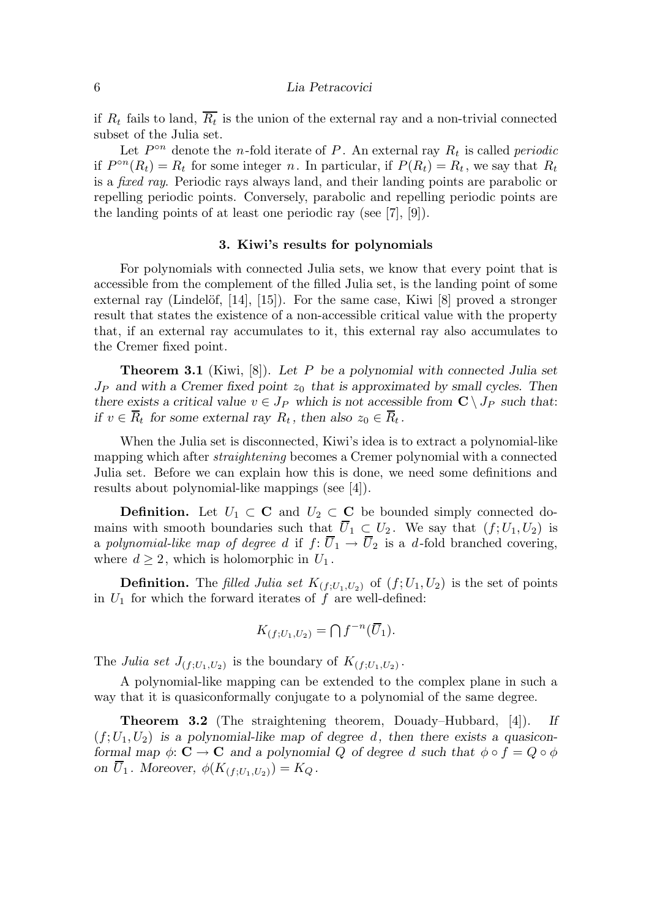if $R_t$ fails to land, $\overline{R_t}$ is the union of the external ray and a non-trivial connected subset of the Julia set.

Let $P^{\circ n}$ denote the $n$-fold iterate of $P$. An external ray $R_t$ is called *periodic* if $P^{\circ n}(R_t) = R_t$ for some integer $n$. In particular, if $P(R_t) = R_t$, we say that $R_t$ is a *fixed ray*. Periodic rays always land, and their landing points are parabolic or repelling periodic points. Conversely, parabolic and repelling periodic points are the landing points of at least one periodic ray (see [7], [9]).

## 3. Kiwi's results for polynomials

For polynomials with connected Julia sets, we know that every point that is accessible from the complement of the filled Julia set, is the landing point of some external ray (Lindelöf, [14], [15]). For the same case, Kiwi [8] proved a stronger result that states the existence of a non-accessible critical value with the property that, if an external ray accumulates to it, this external ray also accumulates to the Cremer fixed point.

**Theorem 3.1** (Kiwi, [8]). *Let $P$ be a polynomial with connected Julia set $J_P$ and with a Cremer fixed point $z_0$ that is approximated by small cycles. Then there exists a critical value $v \in J_P$ which is not accessible from $\mathbf{C} \setminus J_P$ such that: if $v \in \overline{R}_t$ for some external ray $R_t$, then also $z_0 \in \overline{R}_t$.*

When the Julia set is disconnected, Kiwi's idea is to extract a polynomial-like mapping which after *straightening* becomes a Cremer polynomial with a connected Julia set. Before we can explain how this is done, we need some definitions and results about polynomial-like mappings (see [4]).

**Definition.** Let $U_1 \subset \mathbf{C}$ and $U_2 \subset \mathbf{C}$ be bounded simply connected domains with smooth boundaries such that $\overline{U}_1 \subset U_2$. We say that $(f; U_1, U_2)$ is a *polynomial-like map of degree $d$* if $f\colon \overline{U}_1 \to \overline{U}_2$ is a $d$-fold branched covering, where $d \geq 2$, which is holomorphic in $U_1$.

**Definition.** The *filled Julia set* $K_{(f;U_1,U_2)}$ of $(f; U_1, U_2)$ is the set of points in $U_1$ for which the forward iterates of $f$ are well-defined:

$$K_{(f;U_1,U_2)} = \bigcap f^{-n}(\overline{U}_1).$$

The *Julia set* $J_{(f;U_1,U_2)}$ is the boundary of $K_{(f;U_1,U_2)}$.

A polynomial-like mapping can be extended to the complex plane in such a way that it is quasiconformally conjugate to a polynomial of the same degree.

**Theorem 3.2** (The straightening theorem, Douady–Hubbard, [4]). *If $(f; U_1, U_2)$ is a polynomial-like map of degree $d$, then there exists a quasiconformal map $\phi\colon \mathbf{C} \to \mathbf{C}$ and a polynomial $Q$ of degree $d$ such that $\phi \circ f = Q \circ \phi$ on $\overline{U}_1$. Moreover, $\phi(K_{(f;U_1,U_2)}) = K_Q$.*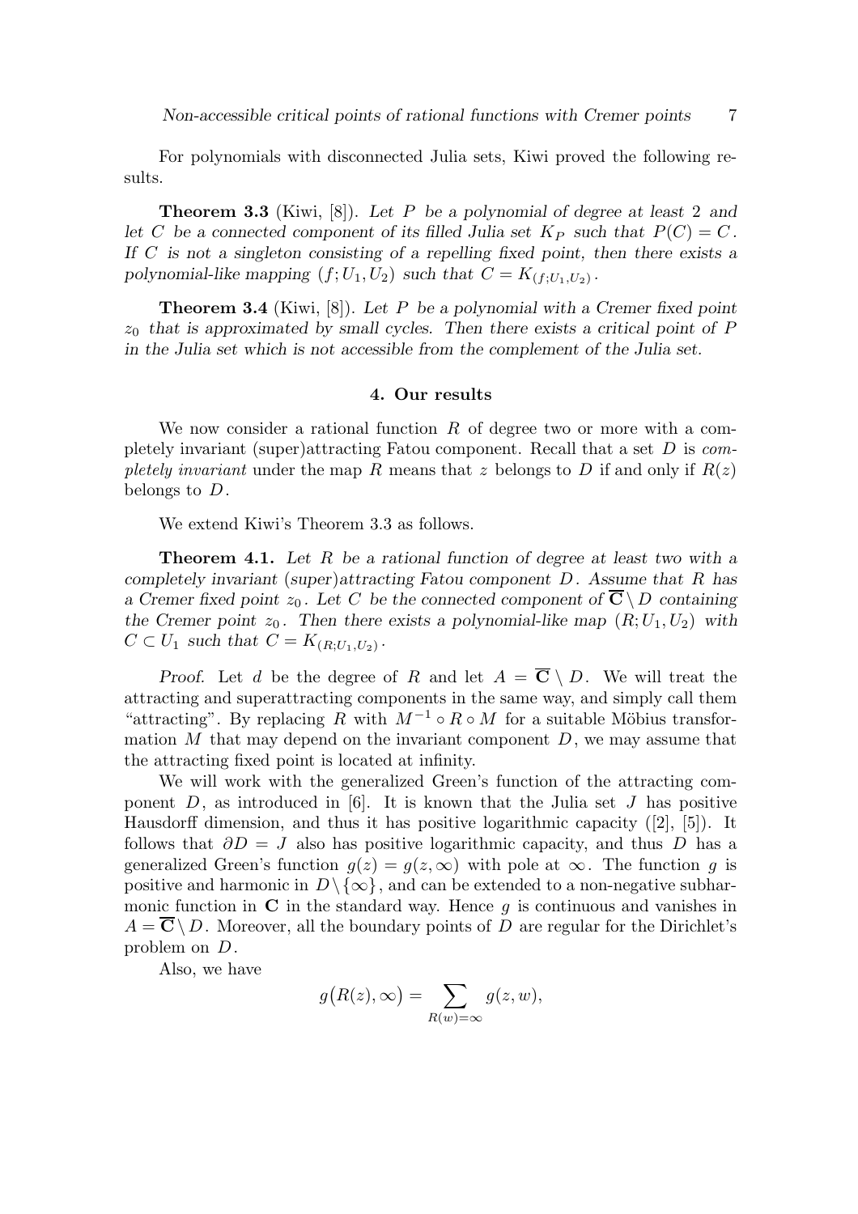For polynomials with disconnected Julia sets, Kiwi proved the following results.

**Theorem 3.3** (Kiwi, [8]). *Let $P$ be a polynomial of degree at least 2 and let $C$ be a connected component of its filled Julia set $K_P$ such that $P(C) = C$. If $C$ is not a singleton consisting of a repelling fixed point, then there exists a polynomial-like mapping $(f; U_1, U_2)$ such that $C = K_{(f;U_1,U_2)}$.*

**Theorem 3.4** (Kiwi, [8]). *Let $P$ be a polynomial with a Cremer fixed point $z_0$ that is approximated by small cycles. Then there exists a critical point of $P$ in the Julia set which is not accessible from the complement of the Julia set.*

## 4. Our results

We now consider a rational function $R$ of degree two or more with a completely invariant (super)attracting Fatou component. Recall that a set $D$ is *completely invariant* under the map $R$ means that $z$ belongs to $D$ if and only if $R(z)$ belongs to $D$.

We extend Kiwi's Theorem 3.3 as follows.

**Theorem 4.1.** *Let $R$ be a rational function of degree at least two with a completely invariant (super)attracting Fatou component $D$. Assume that $R$ has a Cremer fixed point $z_0$. Let $C$ be the connected component of $\overline{\mathbf{C}} \setminus D$ containing the Cremer point $z_0$. Then there exists a polynomial-like map $(R; U_1, U_2)$ with $C \subset U_1$ such that $C = K_{(R;U_1,U_2)}$.*

*Proof.* Let $d$ be the degree of $R$ and let $A = \overline{\mathbf{C}} \setminus D$. We will treat the attracting and superattracting components in the same way, and simply call them "attracting". By replacing $R$ with $M^{-1} \circ R \circ M$ for a suitable Möbius transformation $M$ that may depend on the invariant component $D$, we may assume that the attracting fixed point is located at infinity.

We will work with the generalized Green's function of the attracting component $D$, as introduced in [6]. It is known that the Julia set $J$ has positive Hausdorff dimension, and thus it has positive logarithmic capacity ([2], [5]). It follows that $\partial D = J$ also has positive logarithmic capacity, and thus $D$ has a generalized Green's function $g(z) = g(z, \infty)$ with pole at $\infty$. The function $g$ is positive and harmonic in $D \setminus \{\infty\}$, and can be extended to a non-negative subharmonic function in $\mathbf{C}$ in the standard way. Hence $g$ is continuous and vanishes in $A = \overline{\mathbf{C}} \setminus D$. Moreover, all the boundary points of $D$ are regular for the Dirichlet's problem on $D$.

Also, we have

$$g\big(R(z), \infty\big) = \sum_{R(w)=\infty} g(z, w),$$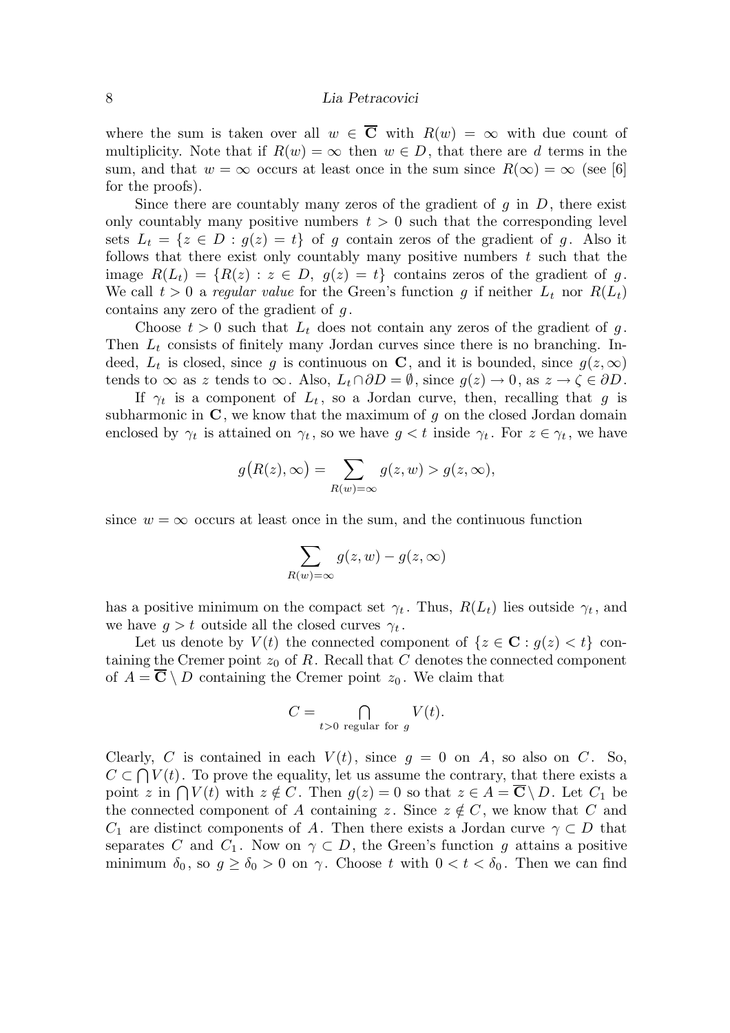where the sum is taken over all $w \in \overline{\mathbf{C}}$ with $R(w) = \infty$ with due count of multiplicity. Note that if $R(w) = \infty$ then $w \in D$, that there are $d$ terms in the sum, and that $w = \infty$ occurs at least once in the sum since $R(\infty) = \infty$ (see [6] for the proofs).

Since there are countably many zeros of the gradient of $g$ in $D$, there exist only countably many positive numbers $t > 0$ such that the corresponding level sets $L_t = \{z \in D : g(z) = t\}$ of $g$ contain zeros of the gradient of $g$. Also it follows that there exist only countably many positive numbers $t$ such that the image $R(L_t) = \{R(z) : z \in D,\ g(z) = t\}$ contains zeros of the gradient of $g$. We call $t > 0$ a *regular value* for the Green's function $g$ if neither $L_t$ nor $R(L_t)$ contains any zero of the gradient of $g$.

Choose $t > 0$ such that $L_t$ does not contain any zeros of the gradient of $g$. Then $L_t$ consists of finitely many Jordan curves since there is no branching. Indeed, $L_t$ is closed, since $g$ is continuous on $\mathbf{C}$, and it is bounded, since $g(z, \infty)$ tends to $\infty$ as $z$ tends to $\infty$. Also, $L_t \cap \partial D = \emptyset$, since $g(z) \to 0$, as $z \to \zeta \in \partial D$.

If $\gamma_t$ is a component of $L_t$, so a Jordan curve, then, recalling that $g$ is subharmonic in $\mathbf{C}$, we know that the maximum of $g$ on the closed Jordan domain enclosed by $\gamma_t$ is attained on $\gamma_t$, so we have $g < t$ inside $\gamma_t$. For $z \in \gamma_t$, we have

$$g\big(R(z), \infty\big) = \sum_{R(w)=\infty} g(z, w) > g(z, \infty),$$

since $w = \infty$ occurs at least once in the sum, and the continuous function

$$\sum_{R(w)=\infty} g(z, w) - g(z, \infty)$$

has a positive minimum on the compact set $\gamma_t$. Thus, $R(L_t)$ lies outside $\gamma_t$, and we have $g > t$ outside all the closed curves $\gamma_t$.

Let us denote by $V(t)$ the connected component of $\{z \in \mathbf{C} : g(z) < t\}$ containing the Cremer point $z_0$ of $R$. Recall that $C$ denotes the connected component of $A = \overline{\mathbf{C}} \setminus D$ containing the Cremer point $z_0$. We claim that

$$C = \bigcap_{t>0 \text{ regular for } g} V(t).$$

Clearly, $C$ is contained in each $V(t)$, since $g = 0$ on $A$, so also on $C$. So, $C \subset \bigcap V(t)$. To prove the equality, let us assume the contrary, that there exists a point $z$ in $\bigcap V(t)$ with $z \notin C$. Then $g(z) = 0$ so that $z \in A = \overline{\mathbf{C}} \setminus D$. Let $C_1$ be the connected component of $A$ containing $z$. Since $z \notin C$, we know that $C$ and $C_1$ are distinct components of $A$. Then there exists a Jordan curve $\gamma \subset D$ that separates $C$ and $C_1$. Now on $\gamma \subset D$, the Green's function $g$ attains a positive minimum $\delta_0$, so $g \geq \delta_0 > 0$ on $\gamma$. Choose $t$ with $0 < t < \delta_0$. Then we can find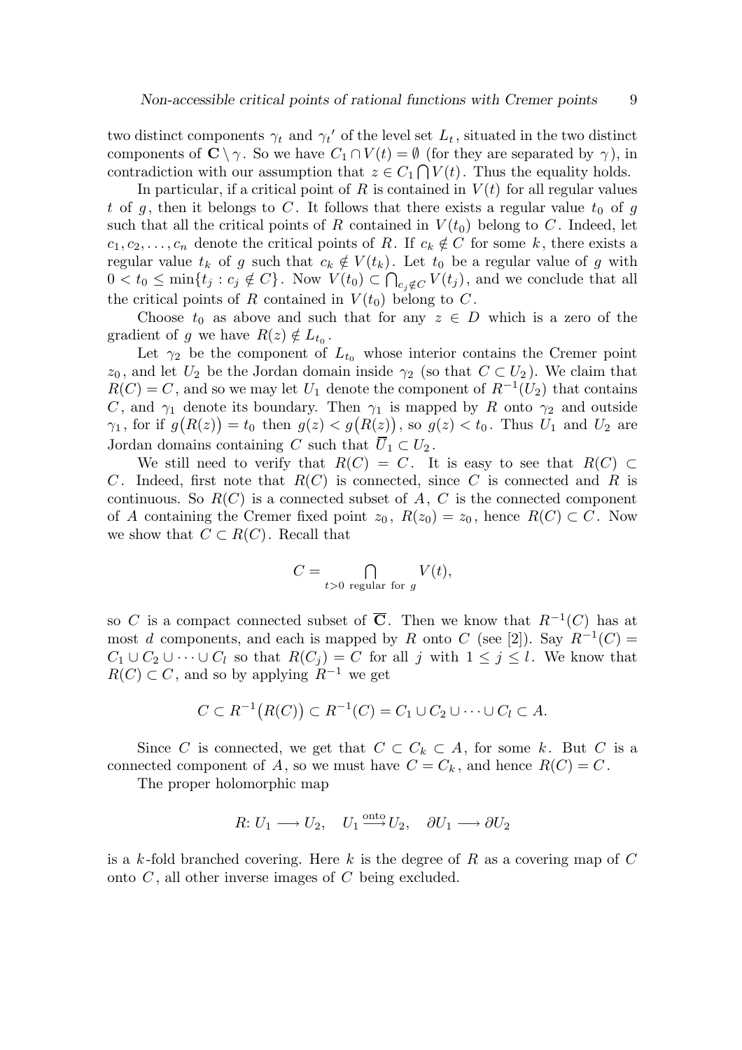two distinct components $\gamma_t$ and $\gamma_t{}'$ of the level set $L_t$, situated in the two distinct components of $\mathbf{C} \setminus \gamma$. So we have $C_1 \cap V(t) = \emptyset$ (for they are separated by $\gamma$), in contradiction with our assumption that $z \in C_1 \bigcap V(t)$. Thus the equality holds.

In particular, if a critical point of $R$ is contained in $V(t)$ for all regular values $t$ of $g$, then it belongs to $C$. It follows that there exists a regular value $t_0$ of $g$ such that all the critical points of $R$ contained in $V(t_0)$ belong to $C$. Indeed, let $c_1, c_2, \ldots, c_n$ denote the critical points of $R$. If $c_k \notin C$ for some $k$, there exists a regular value $t_k$ of $g$ such that $c_k \notin V(t_k)$. Let $t_0$ be a regular value of $g$ with $0 < t_0 \leq \min\{t_j : c_j \notin C\}$. Now $V(t_0) \subset \bigcap_{c_j \notin C} V(t_j)$, and we conclude that all the critical points of $R$ contained in $V(t_0)$ belong to $C$.

Choose $t_0$ as above and such that for any $z \in D$ which is a zero of the gradient of $g$ we have $R(z) \notin L_{t_0}$.

Let $\gamma_2$ be the component of $L_{t_0}$ whose interior contains the Cremer point $z_0$, and let $U_2$ be the Jordan domain inside $\gamma_2$ (so that $C \subset U_2$). We claim that $R(C) = C$, and so we may let $U_1$ denote the component of $R^{-1}(U_2)$ that contains $C$, and $\gamma_1$ denote its boundary. Then $\gamma_1$ is mapped by $R$ onto $\gamma_2$ and outside $\gamma_1$, for if $g\big(R(z)\big) = t_0$ then $g(z) < g\big(R(z)\big)$, so $g(z) < t_0$. Thus $U_1$ and $U_2$ are Jordan domains containing $C$ such that $\overline{U}_1 \subset U_2$.

We still need to verify that $R(C) = C$. It is easy to see that $R(C) \subset C$. Indeed, first note that $R(C)$ is connected, since $C$ is connected and $R$ is continuous. So $R(C)$ is a connected subset of $A$, $C$ is the connected component of $A$ containing the Cremer fixed point $z_0$, $R(z_0) = z_0$, hence $R(C) \subset C$. Now we show that $C \subset R(C)$. Recall that

$$C = \bigcap_{t>0 \text{ regular for } g} V(t),$$

so $C$ is a compact connected subset of $\overline{\mathbf{C}}$. Then we know that $R^{-1}(C)$ has at most $d$ components, and each is mapped by $R$ onto $C$ (see [2]). Say $R^{-1}(C) = C_1 \cup C_2 \cup \cdots \cup C_l$ so that $R(C_j) = C$ for all $j$ with $1 \leq j \leq l$. We know that $R(C) \subset C$, and so by applying $R^{-1}$ we get

$$C \subset R^{-1}\big(R(C)\big) \subset R^{-1}(C) = C_1 \cup C_2 \cup \cdots \cup C_l \subset A.$$

Since $C$ is connected, we get that $C \subset C_k \subset A$, for some $k$. But $C$ is a connected component of $A$, so we must have $C = C_k$, and hence $R(C) = C$.

The proper holomorphic map

$$R\colon U_1 \longrightarrow U_2, \quad U_1 \xrightarrow{\text{onto}} U_2, \quad \partial U_1 \longrightarrow \partial U_2$$

is a $k$-fold branched covering. Here $k$ is the degree of $R$ as a covering map of $C$ onto $C$, all other inverse images of $C$ being excluded.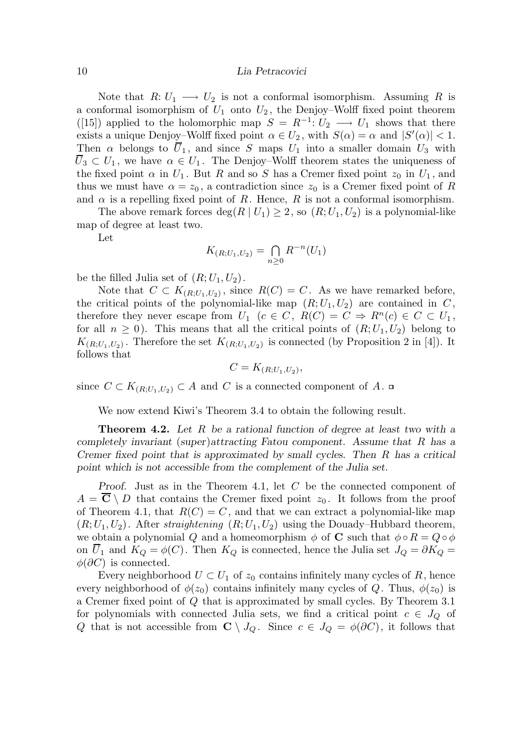Note that $R\colon U_1 \longrightarrow U_2$ is not a conformal isomorphism. Assuming $R$ is a conformal isomorphism of $U_1$ onto $U_2$, the Denjoy–Wolff fixed point theorem ([15]) applied to the holomorphic map $S = R^{-1}\colon U_2 \longrightarrow U_1$ shows that there exists a unique Denjoy–Wolff fixed point $\alpha \in U_2$, with $S(\alpha) = \alpha$ and $|S'(\alpha)| < 1$. Then $\alpha$ belongs to $\overline{U}_1$, and since $S$ maps $U_1$ into a smaller domain $U_3$ with $\overline{U}_3 \subset U_1$, we have $\alpha \in U_1$. The Denjoy–Wolff theorem states the uniqueness of the fixed point $\alpha$ in $U_1$. But $R$ and so $S$ has a Cremer fixed point $z_0$ in $U_1$, and thus we must have $\alpha = z_0$, a contradiction since $z_0$ is a Cremer fixed point of $R$ and $\alpha$ is a repelling fixed point of $R$. Hence, $R$ is not a conformal isomorphism.

The above remark forces $\deg(R \mid U_1) \geq 2$, so $(R; U_1, U_2)$ is a polynomial-like map of degree at least two.

Let

$$K_{(R;U_1,U_2)} = \bigcap_{n \geq 0} R^{-n}(U_1)$$

be the filled Julia set of $(R; U_1, U_2)$.

Note that $C \subset K_{(R;U_1,U_2)}$, since $R(C) = C$. As we have remarked before, the critical points of the polynomial-like map $(R; U_1, U_2)$ are contained in $C$, therefore they never escape from $U_1$ ($c \in C$, $R(C) = C \Rightarrow R^n(c) \in C \subset U_1$, for all $n \geq 0$). This means that all the critical points of $(R; U_1, U_2)$ belong to $K_{(R;U_1,U_2)}$. Therefore the set $K_{(R;U_1,U_2)}$ is connected (by Proposition 2 in [4]). It follows that

$$C = K_{(R;U_1,U_2)},$$

since $C \subset K_{(R;U_1,U_2)} \subset A$ and $C$ is a connected component of $A$. □

We now extend Kiwi's Theorem 3.4 to obtain the following result.

**Theorem 4.2.** *Let $R$ be a rational function of degree at least two with a completely invariant (super)attracting Fatou component. Assume that $R$ has a Cremer fixed point that is approximated by small cycles. Then $R$ has a critical point which is not accessible from the complement of the Julia set.*

*Proof.* Just as in the Theorem 4.1, let $C$ be the connected component of $A = \overline{\mathbf{C}} \setminus D$ that contains the Cremer fixed point $z_0$. It follows from the proof of Theorem 4.1, that $R(C) = C$, and that we can extract a polynomial-like map $(R; U_1, U_2)$. After *straightening* $(R; U_1, U_2)$ using the Douady–Hubbard theorem, we obtain a polynomial $Q$ and a homeomorphism $\phi$ of $\mathbf{C}$ such that $\phi \circ R = Q \circ \phi$ on $\overline{U}_1$ and $K_Q = \phi(C)$. Then $K_Q$ is connected, hence the Julia set $J_Q = \partial K_Q = \phi(\partial C)$ is connected.

Every neighborhood $U \subset U_1$ of $z_0$ contains infinitely many cycles of $R$, hence every neighborhood of $\phi(z_0)$ contains infinitely many cycles of $Q$. Thus, $\phi(z_0)$ is a Cremer fixed point of $Q$ that is approximated by small cycles. By Theorem 3.1 for polynomials with connected Julia sets, we find a critical point $c \in J_Q$ of $Q$ that is not accessible from $\mathbf{C} \setminus J_Q$. Since $c \in J_Q = \phi(\partial C)$, it follows that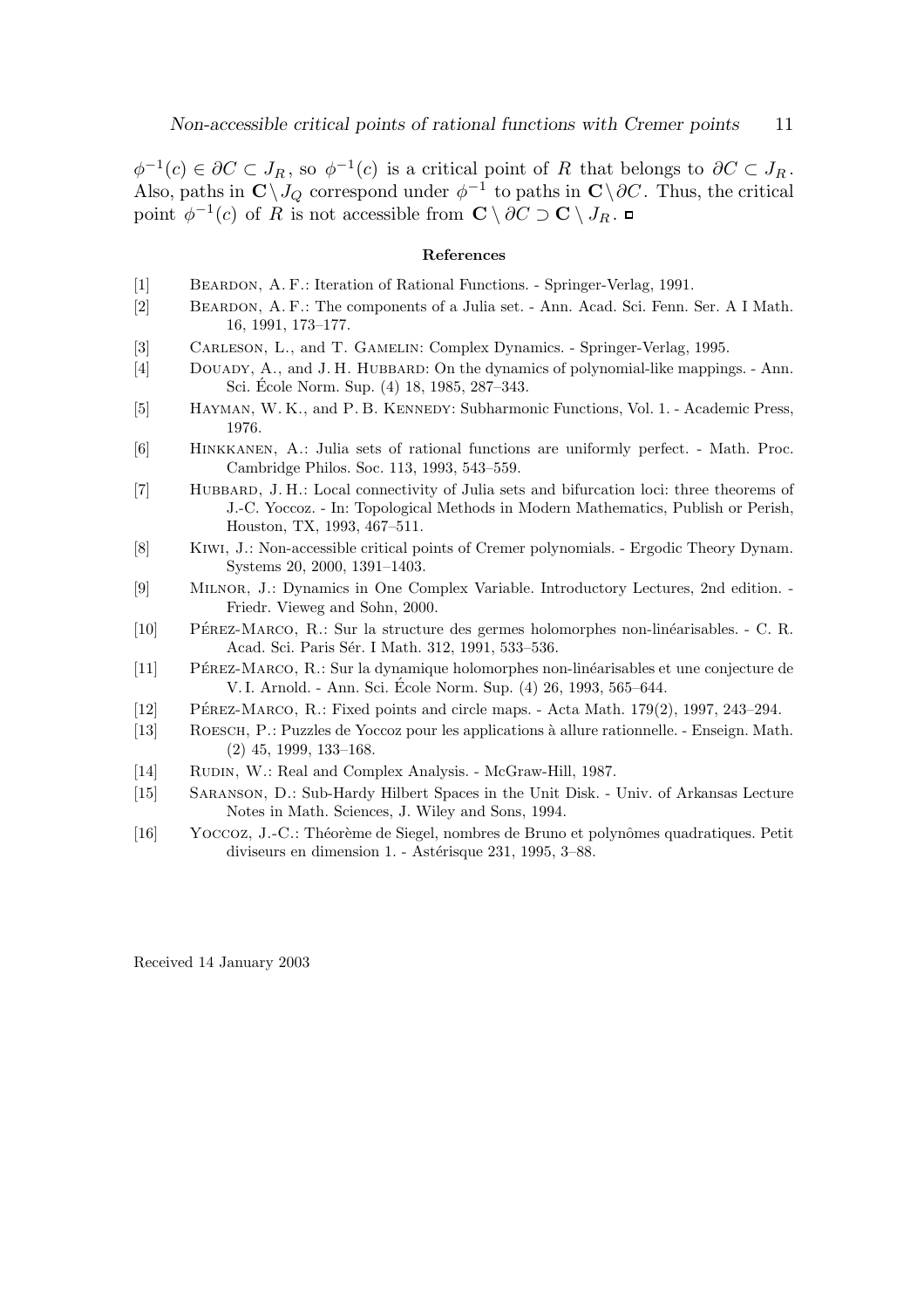$\phi^{-1}(c) \in \partial C \subset J_R$, so $\phi^{-1}(c)$ is a critical point of $R$ that belongs to $\partial C \subset J_R$. Also, paths in $\mathbf{C} \setminus J_Q$ correspond under $\phi^{-1}$ to paths in $\mathbf{C} \setminus \partial C$. Thus, the critical point $\phi^{-1}(c)$ of $R$ is not accessible from $\mathbf{C} \setminus \partial C \supset \mathbf{C} \setminus J_R$. □

## References

[1] Beardon, A. F.: Iteration of Rational Functions. - Springer-Verlag, 1991.

[2] Beardon, A. F.: The components of a Julia set. - Ann. Acad. Sci. Fenn. Ser. A I Math. 16, 1991, 173–177.

[3] Carleson, L., and T. Gamelin: Complex Dynamics. - Springer-Verlag, 1995.

[4] Douady, A., and J. H. Hubbard: On the dynamics of polynomial-like mappings. - Ann. Sci. École Norm. Sup. (4) 18, 1985, 287–343.

[5] Hayman, W. K., and P. B. Kennedy: Subharmonic Functions, Vol. 1. - Academic Press, 1976.

[6] Hinkkanen, A.: Julia sets of rational functions are uniformly perfect. - Math. Proc. Cambridge Philos. Soc. 113, 1993, 543–559.

[7] Hubbard, J. H.: Local connectivity of Julia sets and bifurcation loci: three theorems of J.-C. Yoccoz. - In: Topological Methods in Modern Mathematics, Publish or Perish, Houston, TX, 1993, 467–511.

[8] Kiwi, J.: Non-accessible critical points of Cremer polynomials. - Ergodic Theory Dynam. Systems 20, 2000, 1391–1403.

[9] Milnor, J.: Dynamics in One Complex Variable. Introductory Lectures, 2nd edition. - Friedr. Vieweg and Sohn, 2000.

[10] Pérez-Marco, R.: Sur la structure des germes holomorphes non-linéarisables. - C. R. Acad. Sci. Paris Sér. I Math. 312, 1991, 533–536.

[11] Pérez-Marco, R.: Sur la dynamique holomorphes non-linéarisables et une conjecture de V. I. Arnold. - Ann. Sci. École Norm. Sup. (4) 26, 1993, 565–644.

[12] Pérez-Marco, R.: Fixed points and circle maps. - Acta Math. 179(2), 1997, 243–294.

[13] Roesch, P.: Puzzles de Yoccoz pour les applications à allure rationnelle. - Enseign. Math. (2) 45, 1999, 133–168.

[14] Rudin, W.: Real and Complex Analysis. - McGraw-Hill, 1987.

[15] Saranson, D.: Sub-Hardy Hilbert Spaces in the Unit Disk. - Univ. of Arkansas Lecture Notes in Math. Sciences, J. Wiley and Sons, 1994.

[16] Yoccoz, J.-C.: Théorème de Siegel, nombres de Bruno et polynômes quadratiques. Petit diviseurs en dimension 1. - Astérisque 231, 1995, 3–88.

Received 14 January 2003